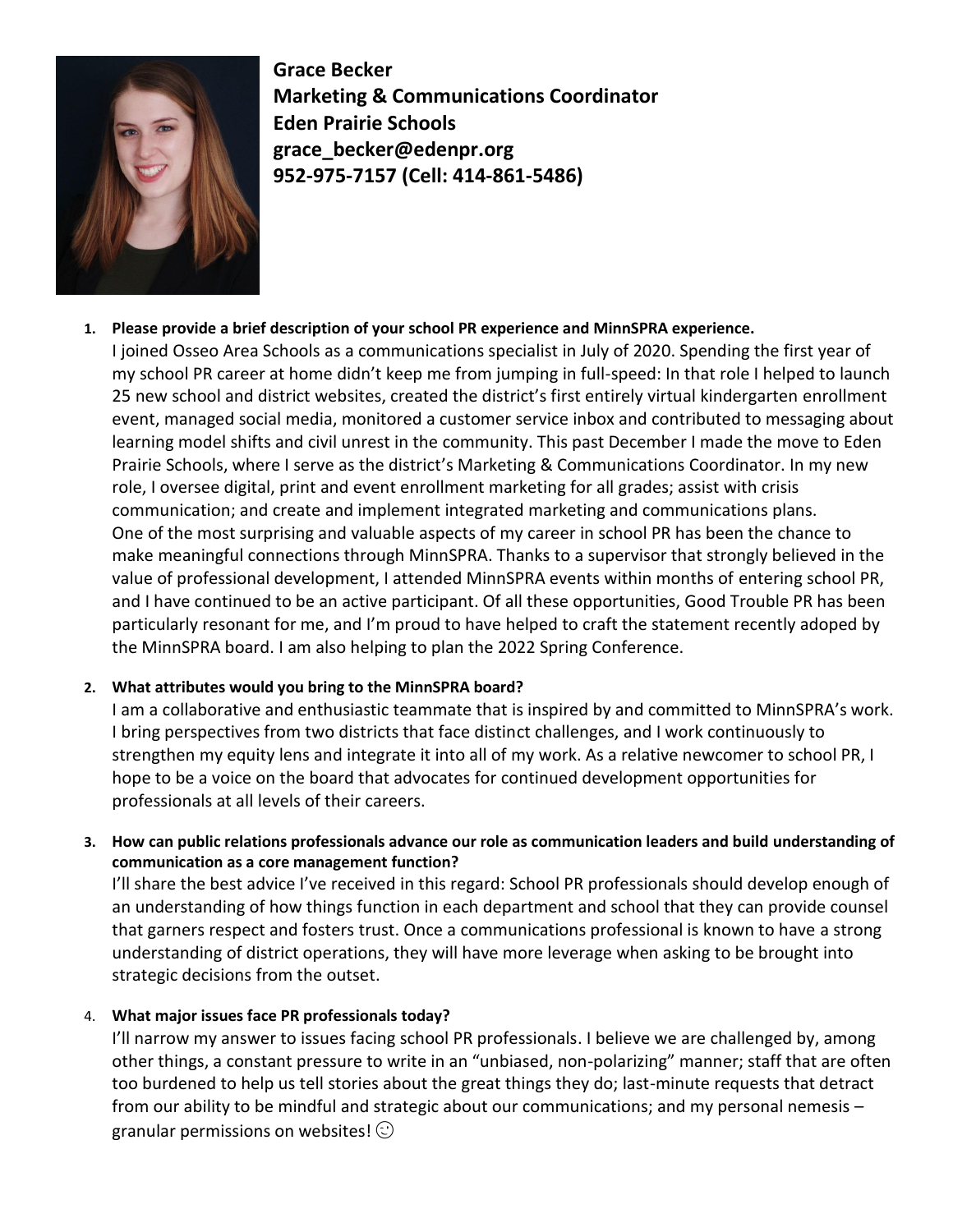**Grace Becker**
**Marketing & Communications Coordinator**
**Eden Prairie Schools**
**grace_becker@edenpr.org**
**952-975-7157 (Cell: 414-861-5486)**

1. **Please provide a brief description of your school PR experience and MinnSPRA experience.**
I joined Osseo Area Schools as a communications specialist in July of 2020. Spending the first year of my school PR career at home didn't keep me from jumping in full-speed: In that role I helped to launch 25 new school and district websites, created the district's first entirely virtual kindergarten enrollment event, managed social media, monitored a customer service inbox and contributed to messaging about learning model shifts and civil unrest in the community. This past December I made the move to Eden Prairie Schools, where I serve as the district's Marketing & Communications Coordinator. In my new role, I oversee digital, print and event enrollment marketing for all grades; assist with crisis communication; and create and implement integrated marketing and communications plans.
One of the most surprising and valuable aspects of my career in school PR has been the chance to make meaningful connections through MinnSPRA. Thanks to a supervisor that strongly believed in the value of professional development, I attended MinnSPRA events within months of entering school PR, and I have continued to be an active participant. Of all these opportunities, Good Trouble PR has been particularly resonant for me, and I'm proud to have helped to craft the statement recently adoped by the MinnSPRA board. I am also helping to plan the 2022 Spring Conference.

2. **What attributes would you bring to the MinnSPRA board?**
I am a collaborative and enthusiastic teammate that is inspired by and committed to MinnSPRA's work. I bring perspectives from two districts that face distinct challenges, and I work continuously to strengthen my equity lens and integrate it into all of my work. As a relative newcomer to school PR, I hope to be a voice on the board that advocates for continued development opportunities for professionals at all levels of their careers.

3. **How can public relations professionals advance our role as communication leaders and build understanding of communication as a core management function?**
I'll share the best advice I've received in this regard: School PR professionals should develop enough of an understanding of how things function in each department and school that they can provide counsel that garners respect and fosters trust. Once a communications professional is known to have a strong understanding of district operations, they will have more leverage when asking to be brought into strategic decisions from the outset.

4. **What major issues face PR professionals today?**
I'll narrow my answer to issues facing school PR professionals. I believe we are challenged by, among other things, a constant pressure to write in an "unbiased, non-polarizing" manner; staff that are often too burdened to help us tell stories about the great things they do; last-minute requests that detract from our ability to be mindful and strategic about our communications; and my personal nemesis – granular permissions on websites! ☺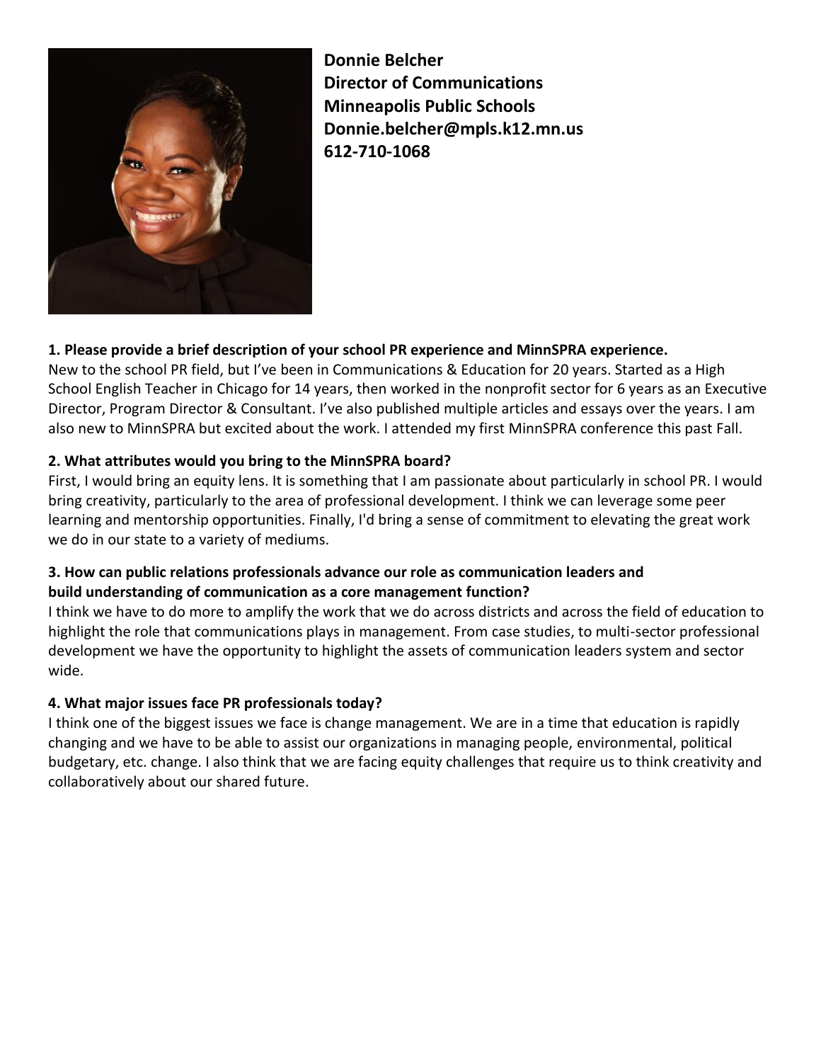**Donnie Belcher**
**Director of Communications**
**Minneapolis Public Schools**
**Donnie.belcher@mpls.k12.mn.us**
**612-710-1068**

**1. Please provide a brief description of your school PR experience and MinnSPRA experience.**

New to the school PR field, but I've been in Communications & Education for 20 years. Started as a High School English Teacher in Chicago for 14 years, then worked in the nonprofit sector for 6 years as an Executive Director, Program Director & Consultant. I've also published multiple articles and essays over the years. I am also new to MinnSPRA but excited about the work. I attended my first MinnSPRA conference this past Fall.

**2. What attributes would you bring to the MinnSPRA board?**

First, I would bring an equity lens. It is something that I am passionate about particularly in school PR. I would bring creativity, particularly to the area of professional development. I think we can leverage some peer learning and mentorship opportunities. Finally, I'd bring a sense of commitment to elevating the great work we do in our state to a variety of mediums.

**3. How can public relations professionals advance our role as communication leaders and build understanding of communication as a core management function?**

I think we have to do more to amplify the work that we do across districts and across the field of education to highlight the role that communications plays in management. From case studies, to multi-sector professional development we have the opportunity to highlight the assets of communication leaders system and sector wide.

**4. What major issues face PR professionals today?**

I think one of the biggest issues we face is change management. We are in a time that education is rapidly changing and we have to be able to assist our organizations in managing people, environmental, political budgetary, etc. change. I also think that we are facing equity challenges that require us to think creativity and collaboratively about our shared future.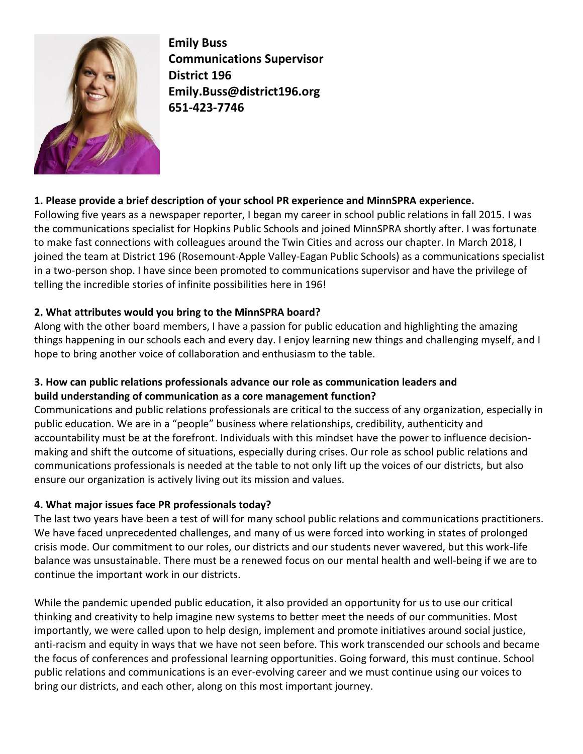**Emily Buss**
**Communications Supervisor**
**District 196**
**Emily.Buss@district196.org**
**651-423-7746**

**1. Please provide a brief description of your school PR experience and MinnSPRA experience.**

Following five years as a newspaper reporter, I began my career in school public relations in fall 2015. I was the communications specialist for Hopkins Public Schools and joined MinnSPRA shortly after. I was fortunate to make fast connections with colleagues around the Twin Cities and across our chapter. In March 2018, I joined the team at District 196 (Rosemount-Apple Valley-Eagan Public Schools) as a communications specialist in a two-person shop. I have since been promoted to communications supervisor and have the privilege of telling the incredible stories of infinite possibilities here in 196!

**2. What attributes would you bring to the MinnSPRA board?**

Along with the other board members, I have a passion for public education and highlighting the amazing things happening in our schools each and every day. I enjoy learning new things and challenging myself, and I hope to bring another voice of collaboration and enthusiasm to the table.

**3. How can public relations professionals advance our role as communication leaders and build understanding of communication as a core management function?**

Communications and public relations professionals are critical to the success of any organization, especially in public education. We are in a "people" business where relationships, credibility, authenticity and accountability must be at the forefront. Individuals with this mindset have the power to influence decision-making and shift the outcome of situations, especially during crises. Our role as school public relations and communications professionals is needed at the table to not only lift up the voices of our districts, but also ensure our organization is actively living out its mission and values.

**4. What major issues face PR professionals today?**

The last two years have been a test of will for many school public relations and communications practitioners. We have faced unprecedented challenges, and many of us were forced into working in states of prolonged crisis mode. Our commitment to our roles, our districts and our students never wavered, but this work-life balance was unsustainable. There must be a renewed focus on our mental health and well-being if we are to continue the important work in our districts.

While the pandemic upended public education, it also provided an opportunity for us to use our critical thinking and creativity to help imagine new systems to better meet the needs of our communities. Most importantly, we were called upon to help design, implement and promote initiatives around social justice, anti-racism and equity in ways that we have not seen before. This work transcended our schools and became the focus of conferences and professional learning opportunities. Going forward, this must continue. School public relations and communications is an ever-evolving career and we must continue using our voices to bring our districts, and each other, along on this most important journey.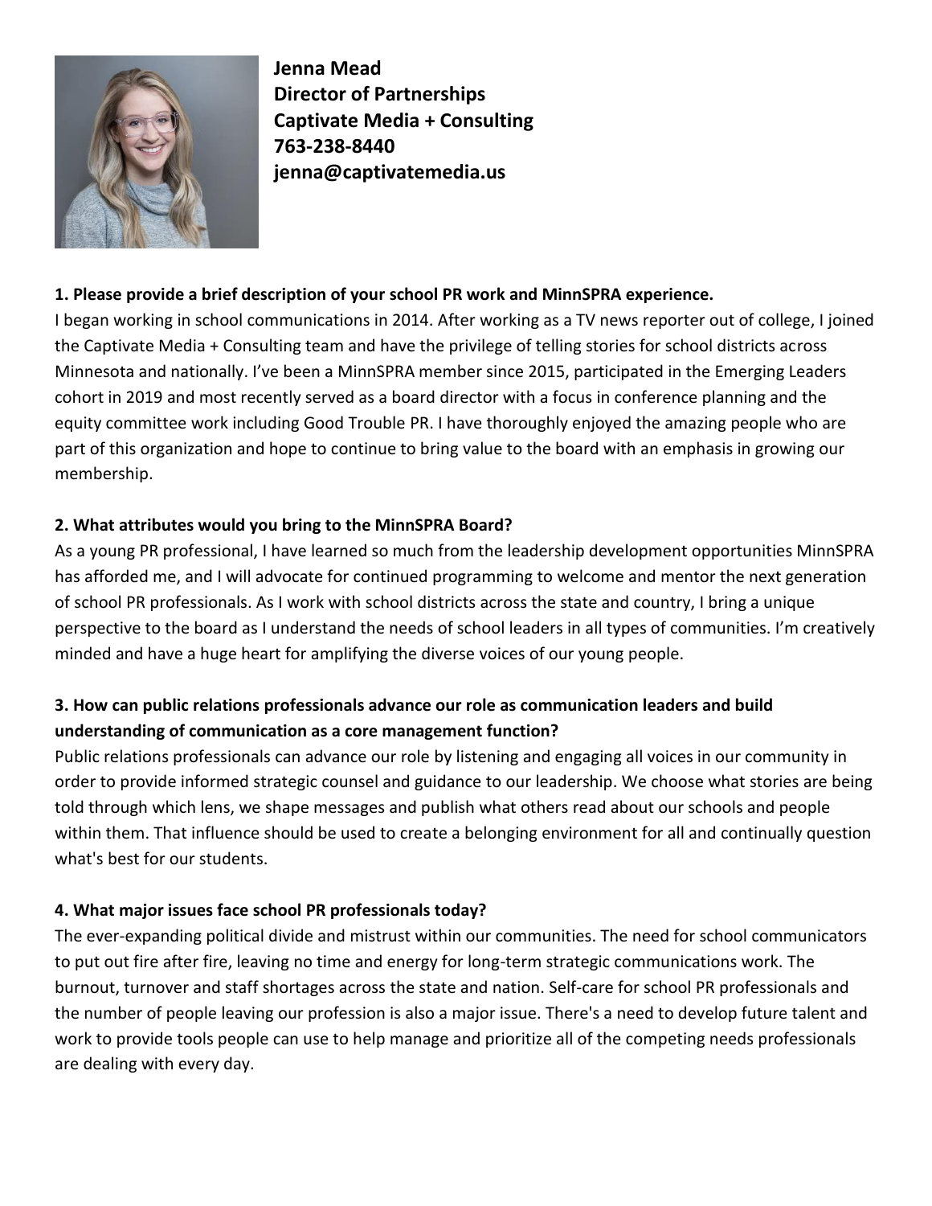**Jenna Mead**
**Director of Partnerships**
**Captivate Media + Consulting**
**763-238-8440**
**jenna@captivatemedia.us**

**1. Please provide a brief description of your school PR work and MinnSPRA experience.**

I began working in school communications in 2014. After working as a TV news reporter out of college, I joined the Captivate Media + Consulting team and have the privilege of telling stories for school districts across Minnesota and nationally. I've been a MinnSPRA member since 2015, participated in the Emerging Leaders cohort in 2019 and most recently served as a board director with a focus in conference planning and the equity committee work including Good Trouble PR. I have thoroughly enjoyed the amazing people who are part of this organization and hope to continue to bring value to the board with an emphasis in growing our membership.

**2. What attributes would you bring to the MinnSPRA Board?**

As a young PR professional, I have learned so much from the leadership development opportunities MinnSPRA has afforded me, and I will advocate for continued programming to welcome and mentor the next generation of school PR professionals. As I work with school districts across the state and country, I bring a unique perspective to the board as I understand the needs of school leaders in all types of communities. I'm creatively minded and have a huge heart for amplifying the diverse voices of our young people.

**3. How can public relations professionals advance our role as communication leaders and build understanding of communication as a core management function?**

Public relations professionals can advance our role by listening and engaging all voices in our community in order to provide informed strategic counsel and guidance to our leadership. We choose what stories are being told through which lens, we shape messages and publish what others read about our schools and people within them. That influence should be used to create a belonging environment for all and continually question what's best for our students.

**4. What major issues face school PR professionals today?**

The ever-expanding political divide and mistrust within our communities. The need for school communicators to put out fire after fire, leaving no time and energy for long-term strategic communications work. The burnout, turnover and staff shortages across the state and nation. Self-care for school PR professionals and the number of people leaving our profession is also a major issue. There's a need to develop future talent and work to provide tools people can use to help manage and prioritize all of the competing needs professionals are dealing with every day.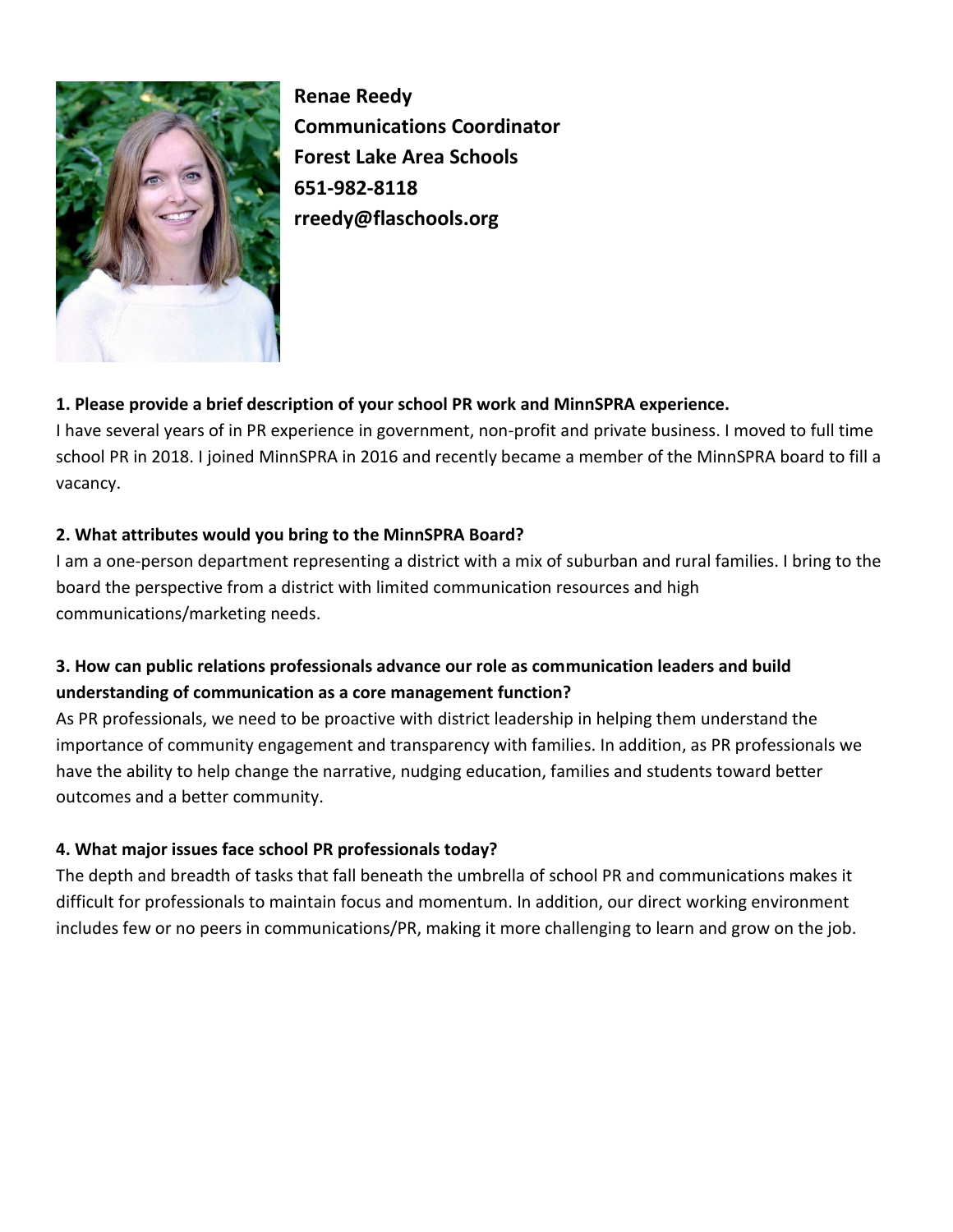**Renae Reedy**
**Communications Coordinator**
**Forest Lake Area Schools**
**651-982-8118**
**rreedy@flaschools.org**

**1. Please provide a brief description of your school PR work and MinnSPRA experience.**

I have several years of in PR experience in government, non-profit and private business. I moved to full time school PR in 2018. I joined MinnSPRA in 2016 and recently became a member of the MinnSPRA board to fill a vacancy.

**2. What attributes would you bring to the MinnSPRA Board?**

I am a one-person department representing a district with a mix of suburban and rural families. I bring to the board the perspective from a district with limited communication resources and high communications/marketing needs.

**3. How can public relations professionals advance our role as communication leaders and build understanding of communication as a core management function?**

As PR professionals, we need to be proactive with district leadership in helping them understand the importance of community engagement and transparency with families. In addition, as PR professionals we have the ability to help change the narrative, nudging education, families and students toward better outcomes and a better community.

**4. What major issues face school PR professionals today?**

The depth and breadth of tasks that fall beneath the umbrella of school PR and communications makes it difficult for professionals to maintain focus and momentum. In addition, our direct working environment includes few or no peers in communications/PR, making it more challenging to learn and grow on the job.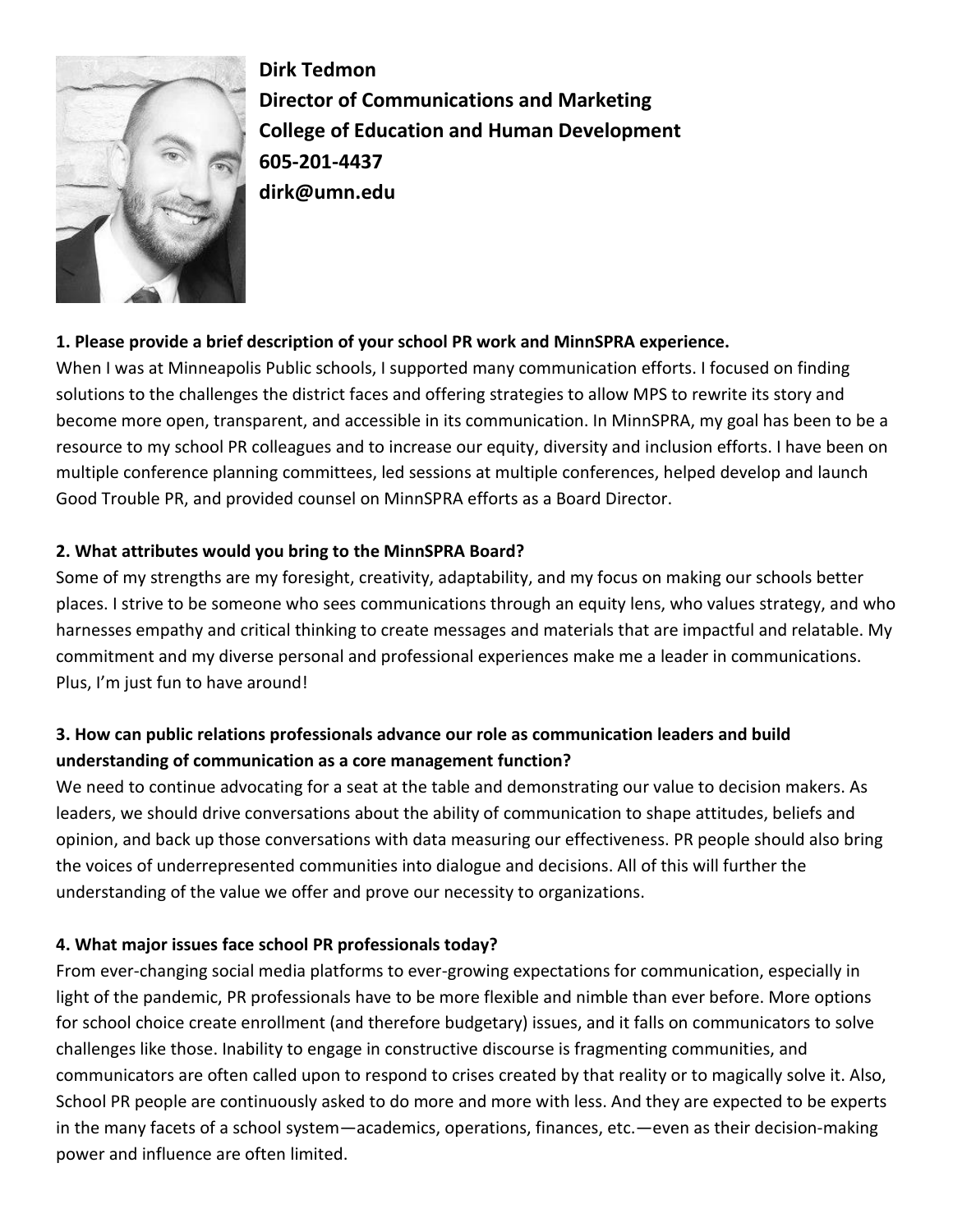**Dirk Tedmon**
**Director of Communications and Marketing**
**College of Education and Human Development**
**605-201-4437**
**dirk@umn.edu**

**1. Please provide a brief description of your school PR work and MinnSPRA experience.**

When I was at Minneapolis Public schools, I supported many communication efforts. I focused on finding solutions to the challenges the district faces and offering strategies to allow MPS to rewrite its story and become more open, transparent, and accessible in its communication. In MinnSPRA, my goal has been to be a resource to my school PR colleagues and to increase our equity, diversity and inclusion efforts. I have been on multiple conference planning committees, led sessions at multiple conferences, helped develop and launch Good Trouble PR, and provided counsel on MinnSPRA efforts as a Board Director.

**2. What attributes would you bring to the MinnSPRA Board?**

Some of my strengths are my foresight, creativity, adaptability, and my focus on making our schools better places. I strive to be someone who sees communications through an equity lens, who values strategy, and who harnesses empathy and critical thinking to create messages and materials that are impactful and relatable. My commitment and my diverse personal and professional experiences make me a leader in communications. Plus, I'm just fun to have around!

**3. How can public relations professionals advance our role as communication leaders and build understanding of communication as a core management function?**

We need to continue advocating for a seat at the table and demonstrating our value to decision makers. As leaders, we should drive conversations about the ability of communication to shape attitudes, beliefs and opinion, and back up those conversations with data measuring our effectiveness. PR people should also bring the voices of underrepresented communities into dialogue and decisions. All of this will further the understanding of the value we offer and prove our necessity to organizations.

**4. What major issues face school PR professionals today?**

From ever-changing social media platforms to ever-growing expectations for communication, especially in light of the pandemic, PR professionals have to be more flexible and nimble than ever before. More options for school choice create enrollment (and therefore budgetary) issues, and it falls on communicators to solve challenges like those. Inability to engage in constructive discourse is fragmenting communities, and communicators are often called upon to respond to crises created by that reality or to magically solve it. Also, School PR people are continuously asked to do more and more with less. And they are expected to be experts in the many facets of a school system—academics, operations, finances, etc.—even as their decision-making power and influence are often limited.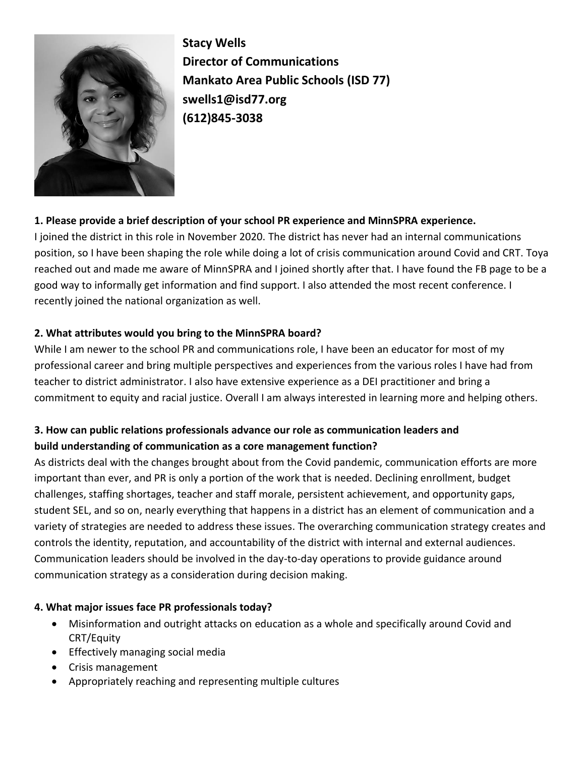**Stacy Wells**
**Director of Communications**
**Mankato Area Public Schools (ISD 77)**
**swells1@isd77.org**
**(612)845-3038**

**1. Please provide a brief description of your school PR experience and MinnSPRA experience.**

I joined the district in this role in November 2020. The district has never had an internal communications position, so I have been shaping the role while doing a lot of crisis communication around Covid and CRT. Toya reached out and made me aware of MinnSPRA and I joined shortly after that. I have found the FB page to be a good way to informally get information and find support. I also attended the most recent conference. I recently joined the national organization as well.

**2. What attributes would you bring to the MinnSPRA board?**

While I am newer to the school PR and communications role, I have been an educator for most of my professional career and bring multiple perspectives and experiences from the various roles I have had from teacher to district administrator. I also have extensive experience as a DEI practitioner and bring a commitment to equity and racial justice. Overall I am always interested in learning more and helping others.

**3. How can public relations professionals advance our role as communication leaders and build understanding of communication as a core management function?**

As districts deal with the changes brought about from the Covid pandemic, communication efforts are more important than ever, and PR is only a portion of the work that is needed. Declining enrollment, budget challenges, staffing shortages, teacher and staff morale, persistent achievement, and opportunity gaps, student SEL, and so on, nearly everything that happens in a district has an element of communication and a variety of strategies are needed to address these issues. The overarching communication strategy creates and controls the identity, reputation, and accountability of the district with internal and external audiences. Communication leaders should be involved in the day-to-day operations to provide guidance around communication strategy as a consideration during decision making.

**4. What major issues face PR professionals today?**

- Misinformation and outright attacks on education as a whole and specifically around Covid and CRT/Equity
- Effectively managing social media
- Crisis management
- Appropriately reaching and representing multiple cultures